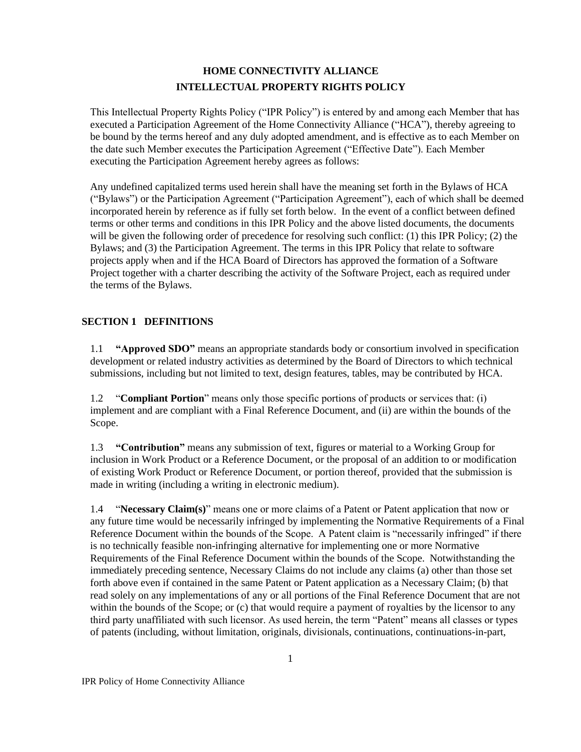# HOME CONNECTIVITY ALLIANCE
# INTELLECTUAL PROPERTY RIGHTS POLICY

This Intellectual Property Rights Policy ("IPR Policy") is entered by and among each Member that has executed a Participation Agreement of the Home Connectivity Alliance ("HCA"), thereby agreeing to be bound by the terms hereof and any duly adopted amendment, and is effective as to each Member on the date such Member executes the Participation Agreement ("Effective Date"). Each Member executing the Participation Agreement hereby agrees as follows:

Any undefined capitalized terms used herein shall have the meaning set forth in the Bylaws of HCA ("Bylaws") or the Participation Agreement ("Participation Agreement"), each of which shall be deemed incorporated herein by reference as if fully set forth below. In the event of a conflict between defined terms or other terms and conditions in this IPR Policy and the above listed documents, the documents will be given the following order of precedence for resolving such conflict: (1) this IPR Policy; (2) the Bylaws; and (3) the Participation Agreement. The terms in this IPR Policy that relate to software projects apply when and if the HCA Board of Directors has approved the formation of a Software Project together with a charter describing the activity of the Software Project, each as required under the terms of the Bylaws.

## SECTION 1 DEFINITIONS

1.1 **"Approved SDO"** means an appropriate standards body or consortium involved in specification development or related industry activities as determined by the Board of Directors to which technical submissions, including but not limited to text, design features, tables, may be contributed by HCA.

1.2 "**Compliant Portion**" means only those specific portions of products or services that: (i) implement and are compliant with a Final Reference Document, and (ii) are within the bounds of the Scope.

1.3 **"Contribution"** means any submission of text, figures or material to a Working Group for inclusion in Work Product or a Reference Document, or the proposal of an addition to or modification of existing Work Product or Reference Document, or portion thereof, provided that the submission is made in writing (including a writing in electronic medium).

1.4 "**Necessary Claim(s)**" means one or more claims of a Patent or Patent application that now or any future time would be necessarily infringed by implementing the Normative Requirements of a Final Reference Document within the bounds of the Scope. A Patent claim is "necessarily infringed" if there is no technically feasible non-infringing alternative for implementing one or more Normative Requirements of the Final Reference Document within the bounds of the Scope. Notwithstanding the immediately preceding sentence, Necessary Claims do not include any claims (a) other than those set forth above even if contained in the same Patent or Patent application as a Necessary Claim; (b) that read solely on any implementations of any or all portions of the Final Reference Document that are not within the bounds of the Scope; or (c) that would require a payment of royalties by the licensor to any third party unaffiliated with such licensor. As used herein, the term "Patent" means all classes or types of patents (including, without limitation, originals, divisionals, continuations, continuations-in-part,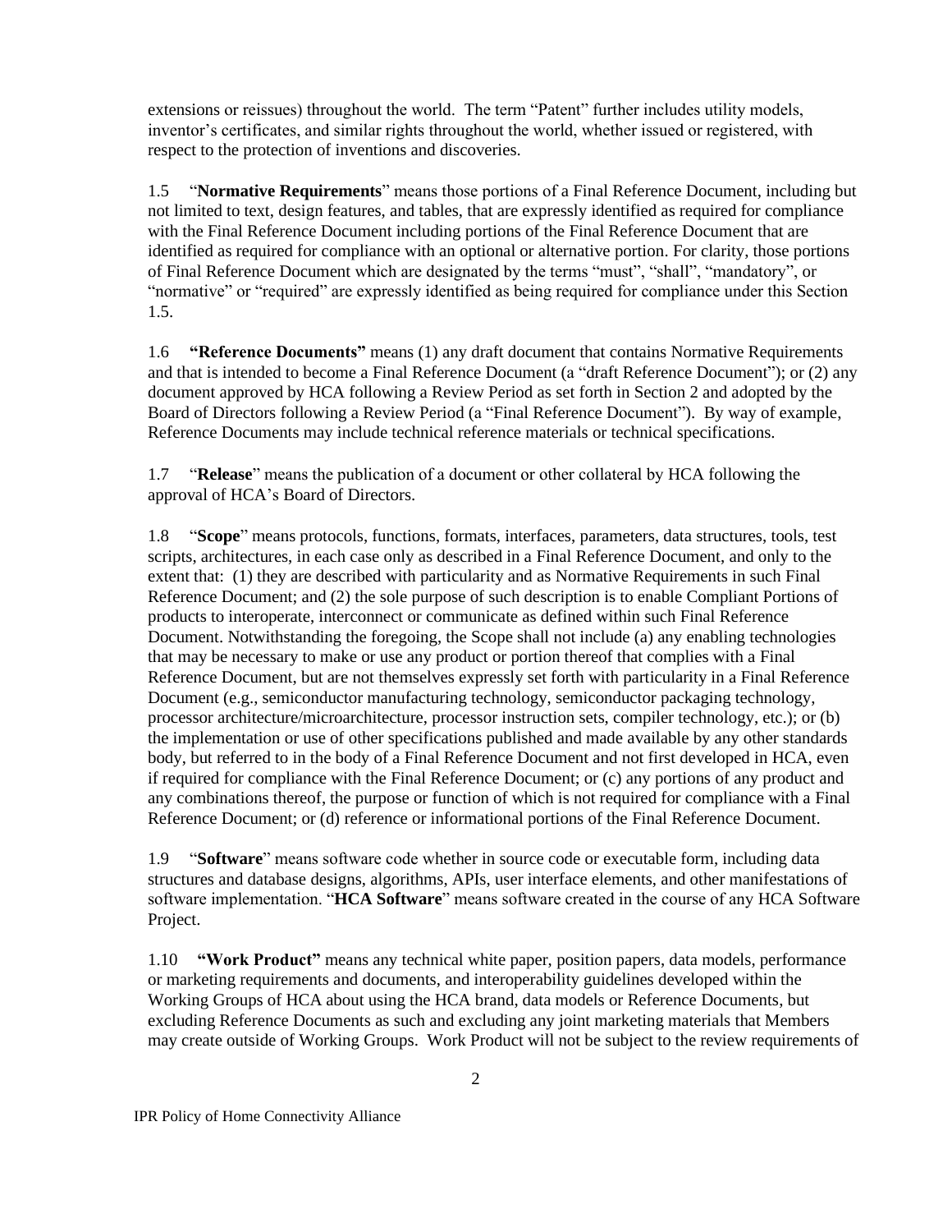extensions or reissues) throughout the world. The term "Patent" further includes utility models, inventor's certificates, and similar rights throughout the world, whether issued or registered, with respect to the protection of inventions and discoveries.

1.5 "**Normative Requirements**" means those portions of a Final Reference Document, including but not limited to text, design features, and tables, that are expressly identified as required for compliance with the Final Reference Document including portions of the Final Reference Document that are identified as required for compliance with an optional or alternative portion. For clarity, those portions of Final Reference Document which are designated by the terms "must", "shall", "mandatory", or "normative" or "required" are expressly identified as being required for compliance under this Section 1.5.

1.6 **"Reference Documents"** means (1) any draft document that contains Normative Requirements and that is intended to become a Final Reference Document (a "draft Reference Document"); or (2) any document approved by HCA following a Review Period as set forth in Section 2 and adopted by the Board of Directors following a Review Period (a "Final Reference Document"). By way of example, Reference Documents may include technical reference materials or technical specifications.

1.7 "**Release**" means the publication of a document or other collateral by HCA following the approval of HCA's Board of Directors.

1.8 "**Scope**" means protocols, functions, formats, interfaces, parameters, data structures, tools, test scripts, architectures, in each case only as described in a Final Reference Document, and only to the extent that: (1) they are described with particularity and as Normative Requirements in such Final Reference Document; and (2) the sole purpose of such description is to enable Compliant Portions of products to interoperate, interconnect or communicate as defined within such Final Reference Document. Notwithstanding the foregoing, the Scope shall not include (a) any enabling technologies that may be necessary to make or use any product or portion thereof that complies with a Final Reference Document, but are not themselves expressly set forth with particularity in a Final Reference Document (e.g., semiconductor manufacturing technology, semiconductor packaging technology, processor architecture/microarchitecture, processor instruction sets, compiler technology, etc.); or (b) the implementation or use of other specifications published and made available by any other standards body, but referred to in the body of a Final Reference Document and not first developed in HCA, even if required for compliance with the Final Reference Document; or (c) any portions of any product and any combinations thereof, the purpose or function of which is not required for compliance with a Final Reference Document; or (d) reference or informational portions of the Final Reference Document.

1.9 "**Software**" means software code whether in source code or executable form, including data structures and database designs, algorithms, APIs, user interface elements, and other manifestations of software implementation. "**HCA Software**" means software created in the course of any HCA Software Project.

1.10 **"Work Product"** means any technical white paper, position papers, data models, performance or marketing requirements and documents, and interoperability guidelines developed within the Working Groups of HCA about using the HCA brand, data models or Reference Documents, but excluding Reference Documents as such and excluding any joint marketing materials that Members may create outside of Working Groups. Work Product will not be subject to the review requirements of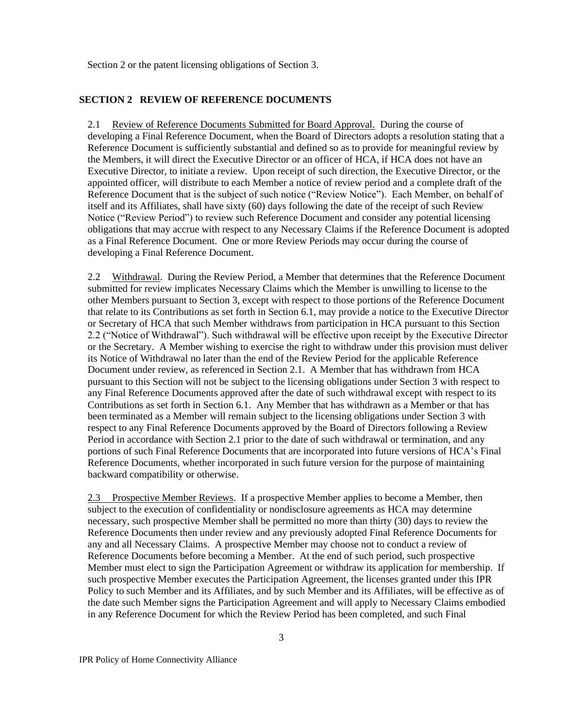Section 2 or the patent licensing obligations of Section 3.

## SECTION 2 REVIEW OF REFERENCE DOCUMENTS

2.1 Review of Reference Documents Submitted for Board Approval. During the course of developing a Final Reference Document, when the Board of Directors adopts a resolution stating that a Reference Document is sufficiently substantial and defined so as to provide for meaningful review by the Members, it will direct the Executive Director or an officer of HCA, if HCA does not have an Executive Director, to initiate a review. Upon receipt of such direction, the Executive Director, or the appointed officer, will distribute to each Member a notice of review period and a complete draft of the Reference Document that is the subject of such notice ("Review Notice"). Each Member, on behalf of itself and its Affiliates, shall have sixty (60) days following the date of the receipt of such Review Notice ("Review Period") to review such Reference Document and consider any potential licensing obligations that may accrue with respect to any Necessary Claims if the Reference Document is adopted as a Final Reference Document. One or more Review Periods may occur during the course of developing a Final Reference Document.

2.2 Withdrawal. During the Review Period, a Member that determines that the Reference Document submitted for review implicates Necessary Claims which the Member is unwilling to license to the other Members pursuant to Section 3, except with respect to those portions of the Reference Document that relate to its Contributions as set forth in Section 6.1, may provide a notice to the Executive Director or Secretary of HCA that such Member withdraws from participation in HCA pursuant to this Section 2.2 ("Notice of Withdrawal"). Such withdrawal will be effective upon receipt by the Executive Director or the Secretary. A Member wishing to exercise the right to withdraw under this provision must deliver its Notice of Withdrawal no later than the end of the Review Period for the applicable Reference Document under review, as referenced in Section 2.1. A Member that has withdrawn from HCA pursuant to this Section will not be subject to the licensing obligations under Section 3 with respect to any Final Reference Documents approved after the date of such withdrawal except with respect to its Contributions as set forth in Section 6.1. Any Member that has withdrawn as a Member or that has been terminated as a Member will remain subject to the licensing obligations under Section 3 with respect to any Final Reference Documents approved by the Board of Directors following a Review Period in accordance with Section 2.1 prior to the date of such withdrawal or termination, and any portions of such Final Reference Documents that are incorporated into future versions of HCA's Final Reference Documents, whether incorporated in such future version for the purpose of maintaining backward compatibility or otherwise.

2.3 Prospective Member Reviews. If a prospective Member applies to become a Member, then subject to the execution of confidentiality or nondisclosure agreements as HCA may determine necessary, such prospective Member shall be permitted no more than thirty (30) days to review the Reference Documents then under review and any previously adopted Final Reference Documents for any and all Necessary Claims. A prospective Member may choose not to conduct a review of Reference Documents before becoming a Member. At the end of such period, such prospective Member must elect to sign the Participation Agreement or withdraw its application for membership. If such prospective Member executes the Participation Agreement, the licenses granted under this IPR Policy to such Member and its Affiliates, and by such Member and its Affiliates, will be effective as of the date such Member signs the Participation Agreement and will apply to Necessary Claims embodied in any Reference Document for which the Review Period has been completed, and such Final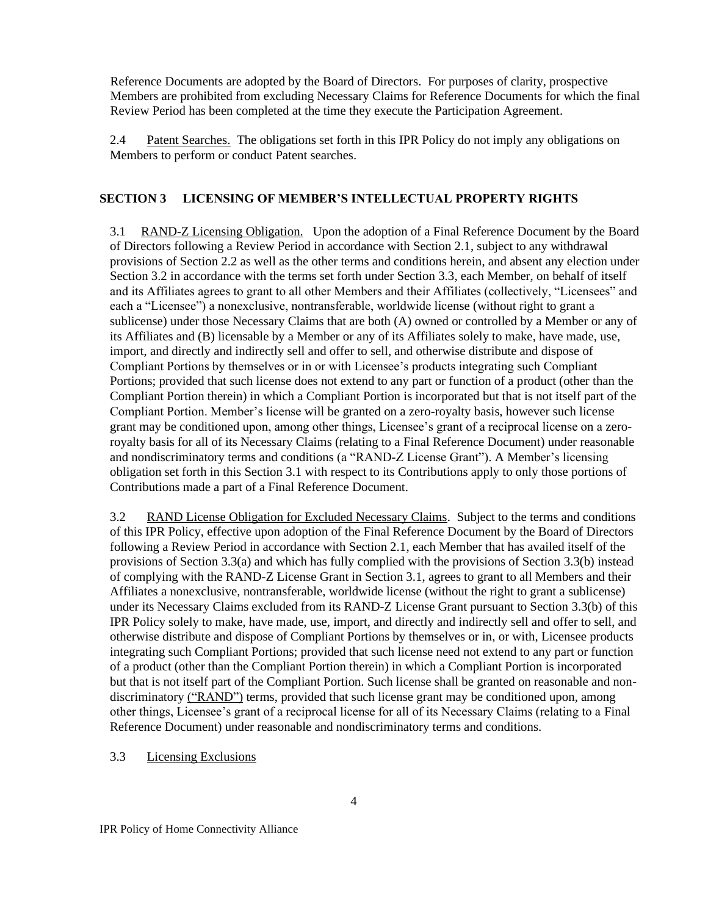Reference Documents are adopted by the Board of Directors. For purposes of clarity, prospective Members are prohibited from excluding Necessary Claims for Reference Documents for which the final Review Period has been completed at the time they execute the Participation Agreement.

2.4 Patent Searches. The obligations set forth in this IPR Policy do not imply any obligations on Members to perform or conduct Patent searches.

## SECTION 3 LICENSING OF MEMBER'S INTELLECTUAL PROPERTY RIGHTS

3.1 RAND-Z Licensing Obligation. Upon the adoption of a Final Reference Document by the Board of Directors following a Review Period in accordance with Section 2.1, subject to any withdrawal provisions of Section 2.2 as well as the other terms and conditions herein, and absent any election under Section 3.2 in accordance with the terms set forth under Section 3.3, each Member, on behalf of itself and its Affiliates agrees to grant to all other Members and their Affiliates (collectively, "Licensees" and each a "Licensee") a nonexclusive, nontransferable, worldwide license (without right to grant a sublicense) under those Necessary Claims that are both (A) owned or controlled by a Member or any of its Affiliates and (B) licensable by a Member or any of its Affiliates solely to make, have made, use, import, and directly and indirectly sell and offer to sell, and otherwise distribute and dispose of Compliant Portions by themselves or in or with Licensee's products integrating such Compliant Portions; provided that such license does not extend to any part or function of a product (other than the Compliant Portion therein) in which a Compliant Portion is incorporated but that is not itself part of the Compliant Portion. Member's license will be granted on a zero-royalty basis, however such license grant may be conditioned upon, among other things, Licensee's grant of a reciprocal license on a zero-royalty basis for all of its Necessary Claims (relating to a Final Reference Document) under reasonable and nondiscriminatory terms and conditions (a "RAND-Z License Grant"). A Member's licensing obligation set forth in this Section 3.1 with respect to its Contributions apply to only those portions of Contributions made a part of a Final Reference Document.

3.2 RAND License Obligation for Excluded Necessary Claims. Subject to the terms and conditions of this IPR Policy, effective upon adoption of the Final Reference Document by the Board of Directors following a Review Period in accordance with Section 2.1, each Member that has availed itself of the provisions of Section 3.3(a) and which has fully complied with the provisions of Section 3.3(b) instead of complying with the RAND-Z License Grant in Section 3.1, agrees to grant to all Members and their Affiliates a nonexclusive, nontransferable, worldwide license (without the right to grant a sublicense) under its Necessary Claims excluded from its RAND-Z License Grant pursuant to Section 3.3(b) of this IPR Policy solely to make, have made, use, import, and directly and indirectly sell and offer to sell, and otherwise distribute and dispose of Compliant Portions by themselves or in, or with, Licensee products integrating such Compliant Portions; provided that such license need not extend to any part or function of a product (other than the Compliant Portion therein) in which a Compliant Portion is incorporated but that is not itself part of the Compliant Portion. Such license shall be granted on reasonable and non-discriminatory ("RAND") terms, provided that such license grant may be conditioned upon, among other things, Licensee's grant of a reciprocal license for all of its Necessary Claims (relating to a Final Reference Document) under reasonable and nondiscriminatory terms and conditions.

3.3 Licensing Exclusions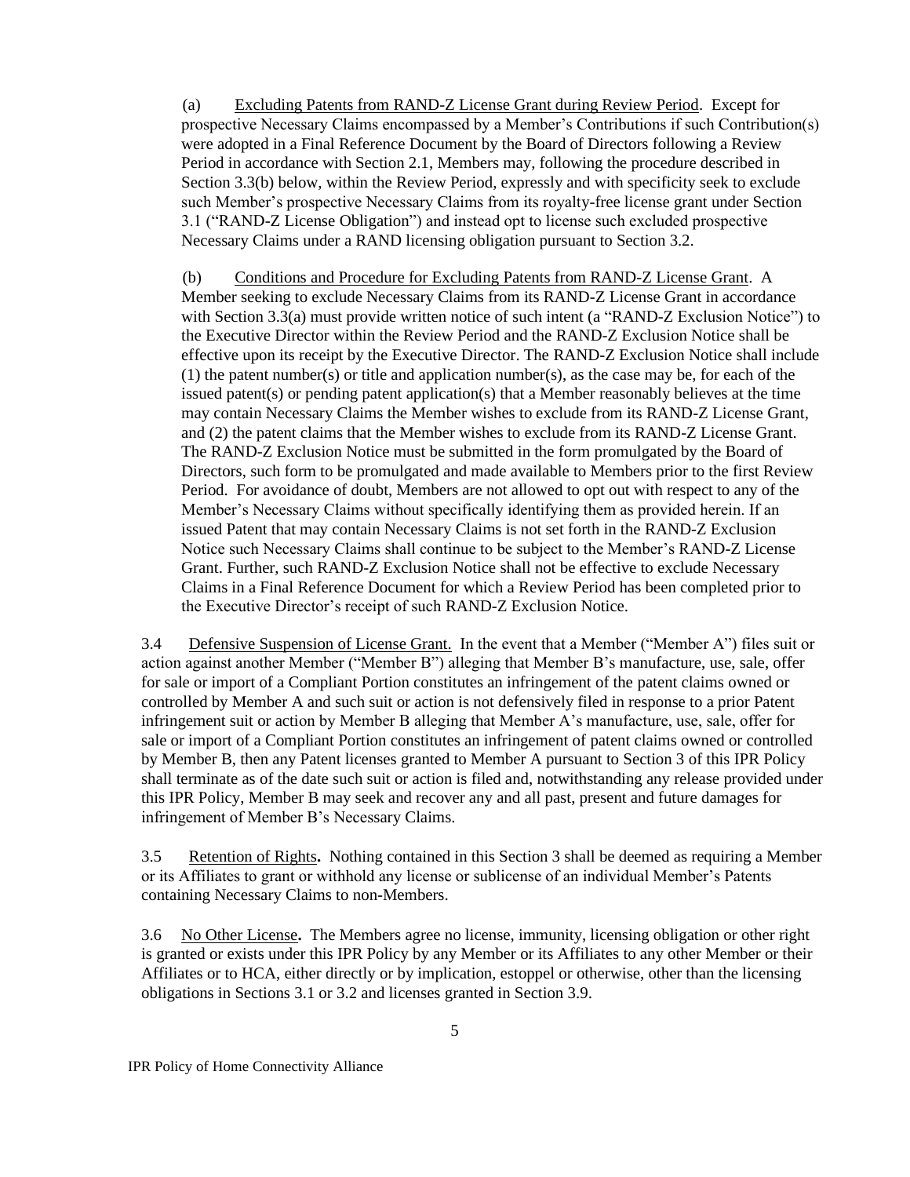(a) Excluding Patents from RAND-Z License Grant during Review Period. Except for prospective Necessary Claims encompassed by a Member's Contributions if such Contribution(s) were adopted in a Final Reference Document by the Board of Directors following a Review Period in accordance with Section 2.1, Members may, following the procedure described in Section 3.3(b) below, within the Review Period, expressly and with specificity seek to exclude such Member's prospective Necessary Claims from its royalty-free license grant under Section 3.1 ("RAND-Z License Obligation") and instead opt to license such excluded prospective Necessary Claims under a RAND licensing obligation pursuant to Section 3.2.

(b) Conditions and Procedure for Excluding Patents from RAND-Z License Grant. A Member seeking to exclude Necessary Claims from its RAND-Z License Grant in accordance with Section 3.3(a) must provide written notice of such intent (a "RAND-Z Exclusion Notice") to the Executive Director within the Review Period and the RAND-Z Exclusion Notice shall be effective upon its receipt by the Executive Director. The RAND-Z Exclusion Notice shall include (1) the patent number(s) or title and application number(s), as the case may be, for each of the issued patent(s) or pending patent application(s) that a Member reasonably believes at the time may contain Necessary Claims the Member wishes to exclude from its RAND-Z License Grant, and (2) the patent claims that the Member wishes to exclude from its RAND-Z License Grant. The RAND-Z Exclusion Notice must be submitted in the form promulgated by the Board of Directors, such form to be promulgated and made available to Members prior to the first Review Period. For avoidance of doubt, Members are not allowed to opt out with respect to any of the Member's Necessary Claims without specifically identifying them as provided herein. If an issued Patent that may contain Necessary Claims is not set forth in the RAND-Z Exclusion Notice such Necessary Claims shall continue to be subject to the Member's RAND-Z License Grant. Further, such RAND-Z Exclusion Notice shall not be effective to exclude Necessary Claims in a Final Reference Document for which a Review Period has been completed prior to the Executive Director's receipt of such RAND-Z Exclusion Notice.

3.4 Defensive Suspension of License Grant. In the event that a Member ("Member A") files suit or action against another Member ("Member B") alleging that Member B's manufacture, use, sale, offer for sale or import of a Compliant Portion constitutes an infringement of the patent claims owned or controlled by Member A and such suit or action is not defensively filed in response to a prior Patent infringement suit or action by Member B alleging that Member A's manufacture, use, sale, offer for sale or import of a Compliant Portion constitutes an infringement of patent claims owned or controlled by Member B, then any Patent licenses granted to Member A pursuant to Section 3 of this IPR Policy shall terminate as of the date such suit or action is filed and, notwithstanding any release provided under this IPR Policy, Member B may seek and recover any and all past, present and future damages for infringement of Member B's Necessary Claims.

3.5 Retention of Rights**.** Nothing contained in this Section 3 shall be deemed as requiring a Member or its Affiliates to grant or withhold any license or sublicense of an individual Member's Patents containing Necessary Claims to non-Members.

3.6 No Other License**.** The Members agree no license, immunity, licensing obligation or other right is granted or exists under this IPR Policy by any Member or its Affiliates to any other Member or their Affiliates or to HCA, either directly or by implication, estoppel or otherwise, other than the licensing obligations in Sections 3.1 or 3.2 and licenses granted in Section 3.9.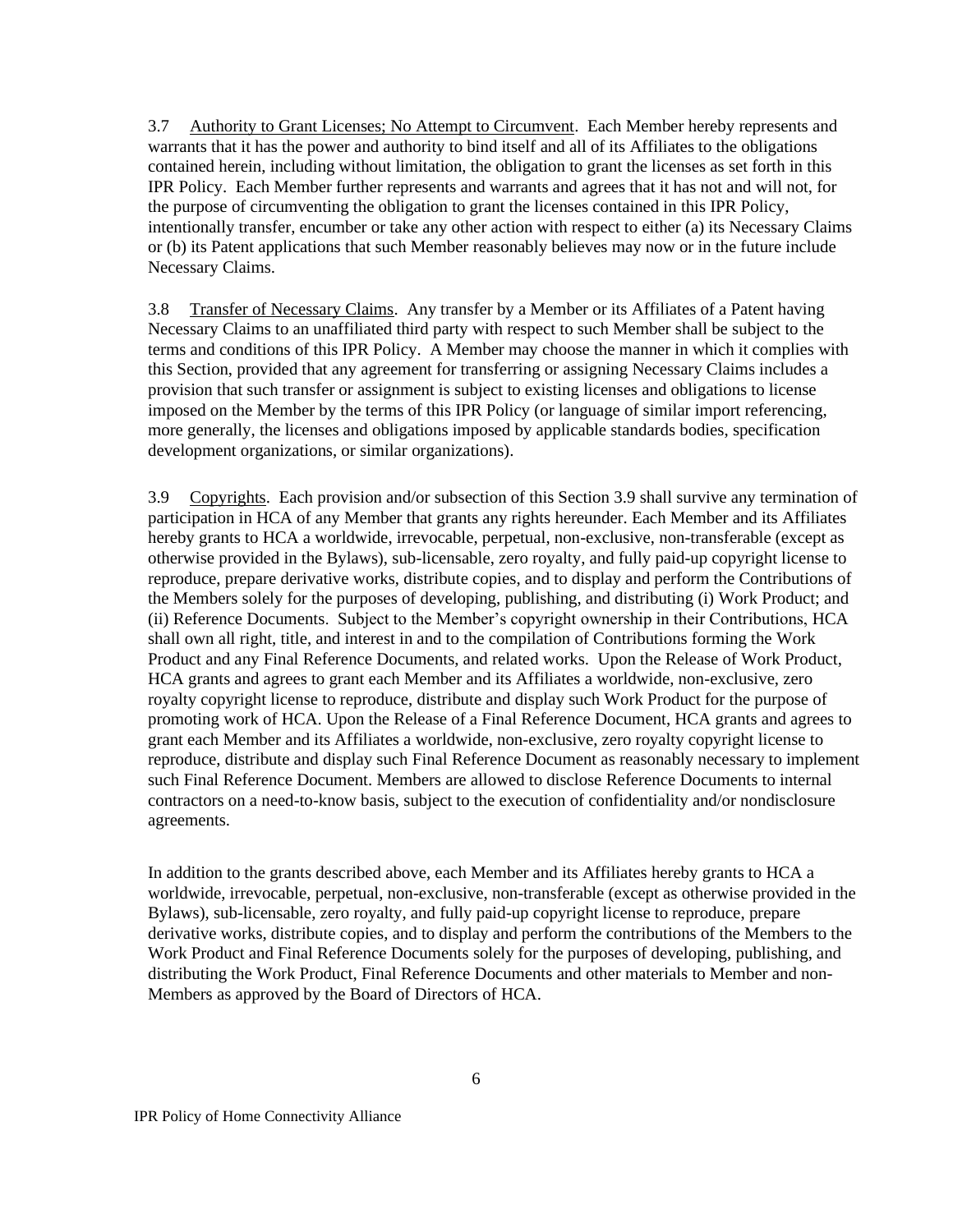3.7 Authority to Grant Licenses; No Attempt to Circumvent. Each Member hereby represents and warrants that it has the power and authority to bind itself and all of its Affiliates to the obligations contained herein, including without limitation, the obligation to grant the licenses as set forth in this IPR Policy. Each Member further represents and warrants and agrees that it has not and will not, for the purpose of circumventing the obligation to grant the licenses contained in this IPR Policy, intentionally transfer, encumber or take any other action with respect to either (a) its Necessary Claims or (b) its Patent applications that such Member reasonably believes may now or in the future include Necessary Claims.

3.8 Transfer of Necessary Claims. Any transfer by a Member or its Affiliates of a Patent having Necessary Claims to an unaffiliated third party with respect to such Member shall be subject to the terms and conditions of this IPR Policy. A Member may choose the manner in which it complies with this Section, provided that any agreement for transferring or assigning Necessary Claims includes a provision that such transfer or assignment is subject to existing licenses and obligations to license imposed on the Member by the terms of this IPR Policy (or language of similar import referencing, more generally, the licenses and obligations imposed by applicable standards bodies, specification development organizations, or similar organizations).

3.9 Copyrights. Each provision and/or subsection of this Section 3.9 shall survive any termination of participation in HCA of any Member that grants any rights hereunder. Each Member and its Affiliates hereby grants to HCA a worldwide, irrevocable, perpetual, non-exclusive, non-transferable (except as otherwise provided in the Bylaws), sub-licensable, zero royalty, and fully paid-up copyright license to reproduce, prepare derivative works, distribute copies, and to display and perform the Contributions of the Members solely for the purposes of developing, publishing, and distributing (i) Work Product; and (ii) Reference Documents. Subject to the Member's copyright ownership in their Contributions, HCA shall own all right, title, and interest in and to the compilation of Contributions forming the Work Product and any Final Reference Documents, and related works. Upon the Release of Work Product, HCA grants and agrees to grant each Member and its Affiliates a worldwide, non-exclusive, zero royalty copyright license to reproduce, distribute and display such Work Product for the purpose of promoting work of HCA. Upon the Release of a Final Reference Document, HCA grants and agrees to grant each Member and its Affiliates a worldwide, non-exclusive, zero royalty copyright license to reproduce, distribute and display such Final Reference Document as reasonably necessary to implement such Final Reference Document. Members are allowed to disclose Reference Documents to internal contractors on a need-to-know basis, subject to the execution of confidentiality and/or nondisclosure agreements.

In addition to the grants described above, each Member and its Affiliates hereby grants to HCA a worldwide, irrevocable, perpetual, non-exclusive, non-transferable (except as otherwise provided in the Bylaws), sub-licensable, zero royalty, and fully paid-up copyright license to reproduce, prepare derivative works, distribute copies, and to display and perform the contributions of the Members to the Work Product and Final Reference Documents solely for the purposes of developing, publishing, and distributing the Work Product, Final Reference Documents and other materials to Member and non-Members as approved by the Board of Directors of HCA.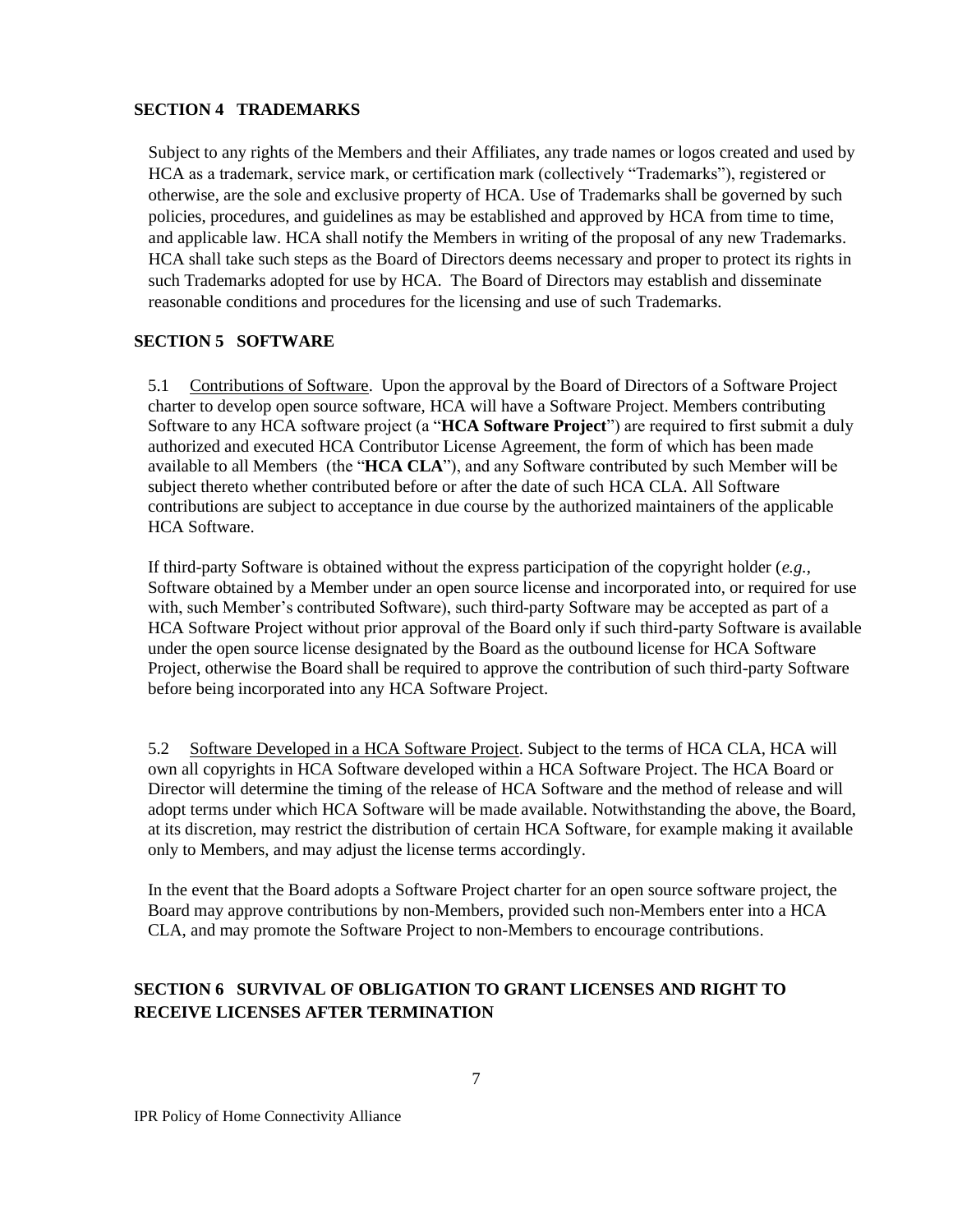## SECTION 4 TRADEMARKS

Subject to any rights of the Members and their Affiliates, any trade names or logos created and used by HCA as a trademark, service mark, or certification mark (collectively "Trademarks"), registered or otherwise, are the sole and exclusive property of HCA. Use of Trademarks shall be governed by such policies, procedures, and guidelines as may be established and approved by HCA from time to time, and applicable law. HCA shall notify the Members in writing of the proposal of any new Trademarks. HCA shall take such steps as the Board of Directors deems necessary and proper to protect its rights in such Trademarks adopted for use by HCA. The Board of Directors may establish and disseminate reasonable conditions and procedures for the licensing and use of such Trademarks.

## SECTION 5 SOFTWARE

5.1 <u>Contributions of Software</u>. Upon the approval by the Board of Directors of a Software Project charter to develop open source software, HCA will have a Software Project. Members contributing Software to any HCA software project (a "**HCA Software Project**") are required to first submit a duly authorized and executed HCA Contributor License Agreement, the form of which has been made available to all Members (the "**HCA CLA**"), and any Software contributed by such Member will be subject thereto whether contributed before or after the date of such HCA CLA. All Software contributions are subject to acceptance in due course by the authorized maintainers of the applicable HCA Software.

If third-party Software is obtained without the express participation of the copyright holder (*e.g.*, Software obtained by a Member under an open source license and incorporated into, or required for use with, such Member's contributed Software), such third-party Software may be accepted as part of a HCA Software Project without prior approval of the Board only if such third-party Software is available under the open source license designated by the Board as the outbound license for HCA Software Project, otherwise the Board shall be required to approve the contribution of such third-party Software before being incorporated into any HCA Software Project.

5.2 <u>Software Developed in a HCA Software Project</u>. Subject to the terms of HCA CLA, HCA will own all copyrights in HCA Software developed within a HCA Software Project. The HCA Board or Director will determine the timing of the release of HCA Software and the method of release and will adopt terms under which HCA Software will be made available. Notwithstanding the above, the Board, at its discretion, may restrict the distribution of certain HCA Software, for example making it available only to Members, and may adjust the license terms accordingly.

In the event that the Board adopts a Software Project charter for an open source software project, the Board may approve contributions by non-Members, provided such non-Members enter into a HCA CLA, and may promote the Software Project to non-Members to encourage contributions.

## SECTION 6 SURVIVAL OF OBLIGATION TO GRANT LICENSES AND RIGHT TO RECEIVE LICENSES AFTER TERMINATION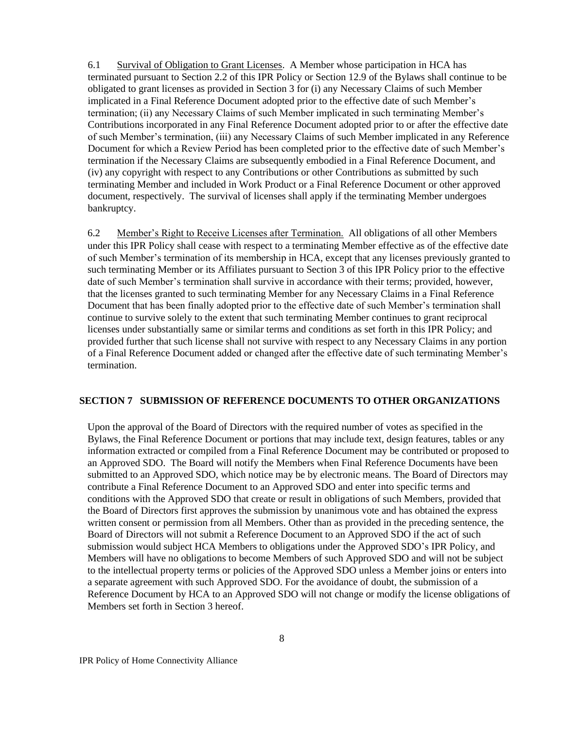6.1 Survival of Obligation to Grant Licenses. A Member whose participation in HCA has terminated pursuant to Section 2.2 of this IPR Policy or Section 12.9 of the Bylaws shall continue to be obligated to grant licenses as provided in Section 3 for (i) any Necessary Claims of such Member implicated in a Final Reference Document adopted prior to the effective date of such Member's termination; (ii) any Necessary Claims of such Member implicated in such terminating Member's Contributions incorporated in any Final Reference Document adopted prior to or after the effective date of such Member's termination, (iii) any Necessary Claims of such Member implicated in any Reference Document for which a Review Period has been completed prior to the effective date of such Member's termination if the Necessary Claims are subsequently embodied in a Final Reference Document, and (iv) any copyright with respect to any Contributions or other Contributions as submitted by such terminating Member and included in Work Product or a Final Reference Document or other approved document, respectively. The survival of licenses shall apply if the terminating Member undergoes bankruptcy.

6.2 Member's Right to Receive Licenses after Termination. All obligations of all other Members under this IPR Policy shall cease with respect to a terminating Member effective as of the effective date of such Member's termination of its membership in HCA, except that any licenses previously granted to such terminating Member or its Affiliates pursuant to Section 3 of this IPR Policy prior to the effective date of such Member's termination shall survive in accordance with their terms; provided, however, that the licenses granted to such terminating Member for any Necessary Claims in a Final Reference Document that has been finally adopted prior to the effective date of such Member's termination shall continue to survive solely to the extent that such terminating Member continues to grant reciprocal licenses under substantially same or similar terms and conditions as set forth in this IPR Policy; and provided further that such license shall not survive with respect to any Necessary Claims in any portion of a Final Reference Document added or changed after the effective date of such terminating Member's termination.

## SECTION 7 SUBMISSION OF REFERENCE DOCUMENTS TO OTHER ORGANIZATIONS

Upon the approval of the Board of Directors with the required number of votes as specified in the Bylaws, the Final Reference Document or portions that may include text, design features, tables or any information extracted or compiled from a Final Reference Document may be contributed or proposed to an Approved SDO. The Board will notify the Members when Final Reference Documents have been submitted to an Approved SDO, which notice may be by electronic means. The Board of Directors may contribute a Final Reference Document to an Approved SDO and enter into specific terms and conditions with the Approved SDO that create or result in obligations of such Members, provided that the Board of Directors first approves the submission by unanimous vote and has obtained the express written consent or permission from all Members. Other than as provided in the preceding sentence, the Board of Directors will not submit a Reference Document to an Approved SDO if the act of such submission would subject HCA Members to obligations under the Approved SDO's IPR Policy, and Members will have no obligations to become Members of such Approved SDO and will not be subject to the intellectual property terms or policies of the Approved SDO unless a Member joins or enters into a separate agreement with such Approved SDO. For the avoidance of doubt, the submission of a Reference Document by HCA to an Approved SDO will not change or modify the license obligations of Members set forth in Section 3 hereof.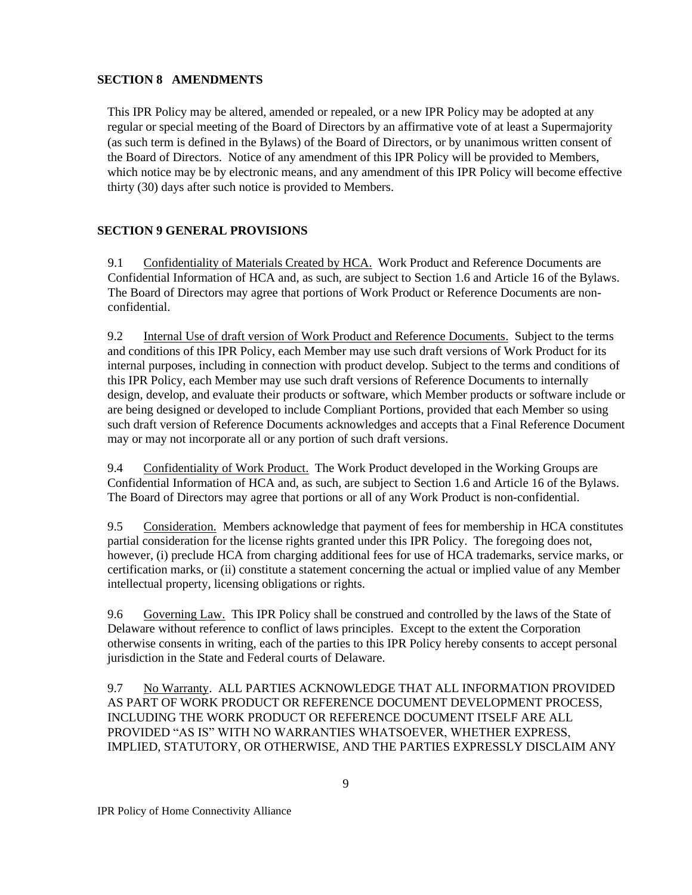## SECTION 8 AMENDMENTS

This IPR Policy may be altered, amended or repealed, or a new IPR Policy may be adopted at any regular or special meeting of the Board of Directors by an affirmative vote of at least a Supermajority (as such term is defined in the Bylaws) of the Board of Directors, or by unanimous written consent of the Board of Directors. Notice of any amendment of this IPR Policy will be provided to Members, which notice may be by electronic means, and any amendment of this IPR Policy will become effective thirty (30) days after such notice is provided to Members.

## SECTION 9 GENERAL PROVISIONS

9.1 Confidentiality of Materials Created by HCA. Work Product and Reference Documents are Confidential Information of HCA and, as such, are subject to Section 1.6 and Article 16 of the Bylaws. The Board of Directors may agree that portions of Work Product or Reference Documents are non-confidential.

9.2 Internal Use of draft version of Work Product and Reference Documents. Subject to the terms and conditions of this IPR Policy, each Member may use such draft versions of Work Product for its internal purposes, including in connection with product develop. Subject to the terms and conditions of this IPR Policy, each Member may use such draft versions of Reference Documents to internally design, develop, and evaluate their products or software, which Member products or software include or are being designed or developed to include Compliant Portions, provided that each Member so using such draft version of Reference Documents acknowledges and accepts that a Final Reference Document may or may not incorporate all or any portion of such draft versions.

9.4 Confidentiality of Work Product. The Work Product developed in the Working Groups are Confidential Information of HCA and, as such, are subject to Section 1.6 and Article 16 of the Bylaws. The Board of Directors may agree that portions or all of any Work Product is non-confidential.

9.5 Consideration. Members acknowledge that payment of fees for membership in HCA constitutes partial consideration for the license rights granted under this IPR Policy. The foregoing does not, however, (i) preclude HCA from charging additional fees for use of HCA trademarks, service marks, or certification marks, or (ii) constitute a statement concerning the actual or implied value of any Member intellectual property, licensing obligations or rights.

9.6 Governing Law. This IPR Policy shall be construed and controlled by the laws of the State of Delaware without reference to conflict of laws principles. Except to the extent the Corporation otherwise consents in writing, each of the parties to this IPR Policy hereby consents to accept personal jurisdiction in the State and Federal courts of Delaware.

9.7 No Warranty. ALL PARTIES ACKNOWLEDGE THAT ALL INFORMATION PROVIDED AS PART OF WORK PRODUCT OR REFERENCE DOCUMENT DEVELOPMENT PROCESS, INCLUDING THE WORK PRODUCT OR REFERENCE DOCUMENT ITSELF ARE ALL PROVIDED "AS IS" WITH NO WARRANTIES WHATSOEVER, WHETHER EXPRESS, IMPLIED, STATUTORY, OR OTHERWISE, AND THE PARTIES EXPRESSLY DISCLAIM ANY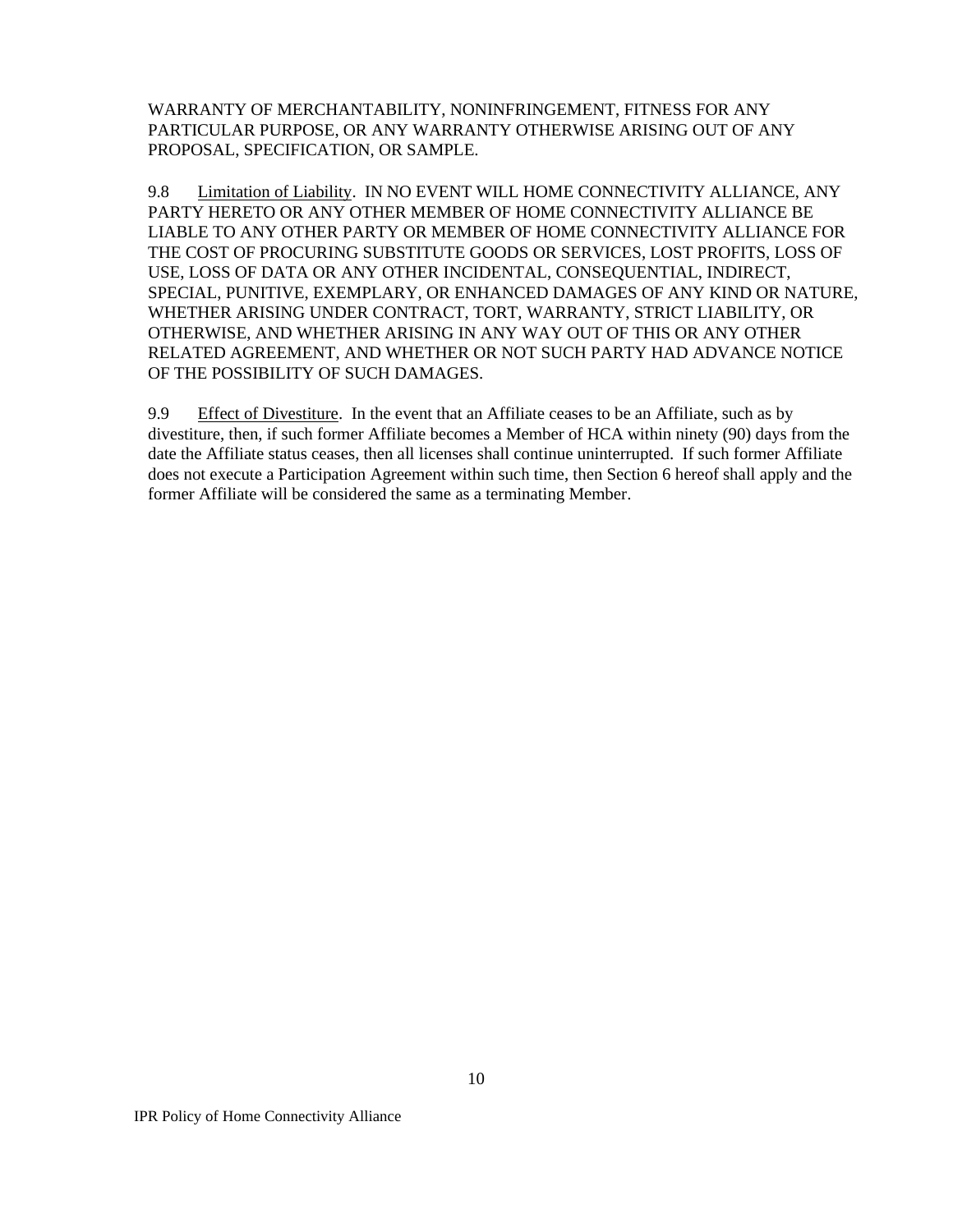WARRANTY OF MERCHANTABILITY, NONINFRINGEMENT, FITNESS FOR ANY PARTICULAR PURPOSE, OR ANY WARRANTY OTHERWISE ARISING OUT OF ANY PROPOSAL, SPECIFICATION, OR SAMPLE.

9.8 Limitation of Liability. IN NO EVENT WILL HOME CONNECTIVITY ALLIANCE, ANY PARTY HERETO OR ANY OTHER MEMBER OF HOME CONNECTIVITY ALLIANCE BE LIABLE TO ANY OTHER PARTY OR MEMBER OF HOME CONNECTIVITY ALLIANCE FOR THE COST OF PROCURING SUBSTITUTE GOODS OR SERVICES, LOST PROFITS, LOSS OF USE, LOSS OF DATA OR ANY OTHER INCIDENTAL, CONSEQUENTIAL, INDIRECT, SPECIAL, PUNITIVE, EXEMPLARY, OR ENHANCED DAMAGES OF ANY KIND OR NATURE, WHETHER ARISING UNDER CONTRACT, TORT, WARRANTY, STRICT LIABILITY, OR OTHERWISE, AND WHETHER ARISING IN ANY WAY OUT OF THIS OR ANY OTHER RELATED AGREEMENT, AND WHETHER OR NOT SUCH PARTY HAD ADVANCE NOTICE OF THE POSSIBILITY OF SUCH DAMAGES.

9.9 Effect of Divestiture. In the event that an Affiliate ceases to be an Affiliate, such as by divestiture, then, if such former Affiliate becomes a Member of HCA within ninety (90) days from the date the Affiliate status ceases, then all licenses shall continue uninterrupted. If such former Affiliate does not execute a Participation Agreement within such time, then Section 6 hereof shall apply and the former Affiliate will be considered the same as a terminating Member.